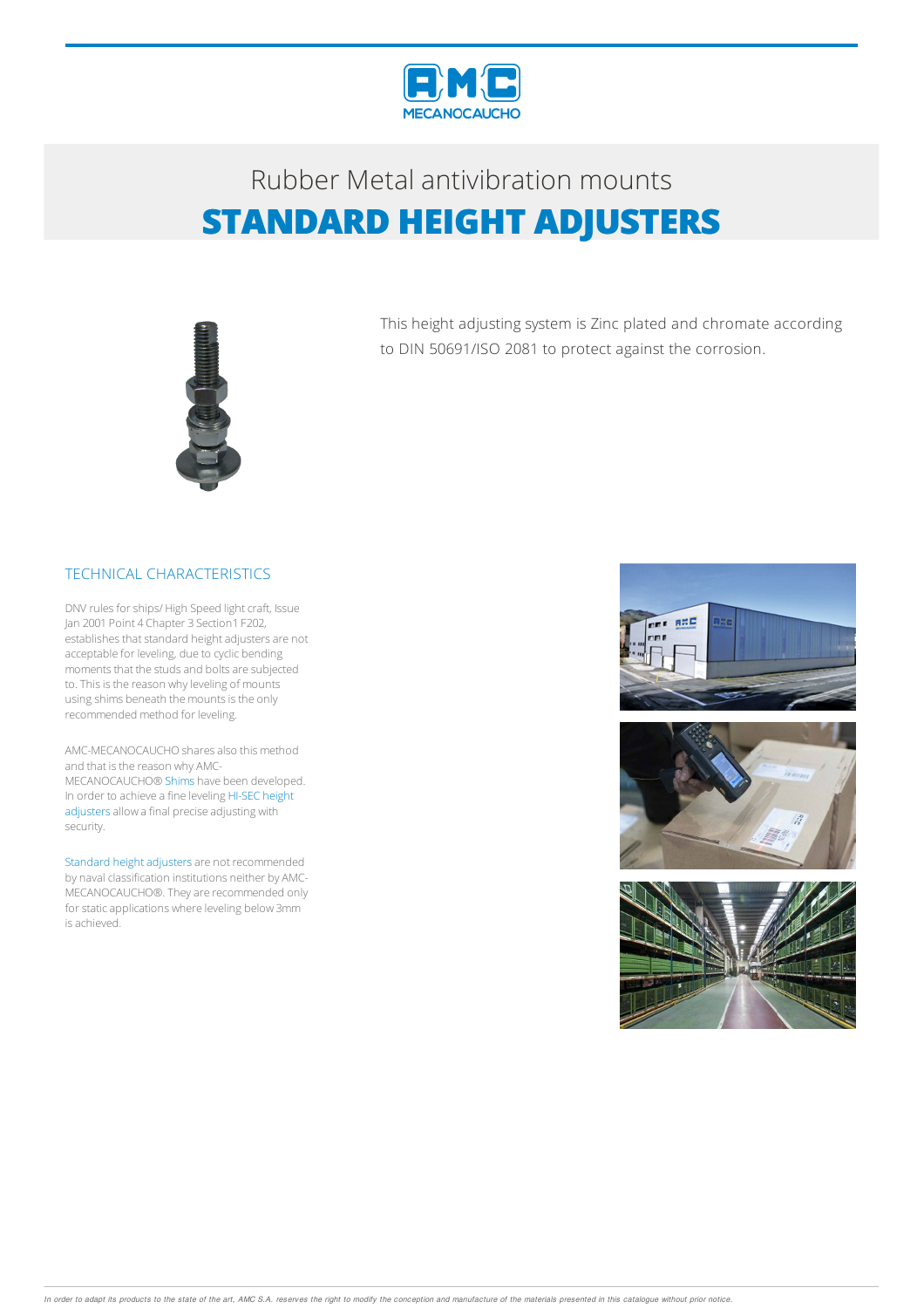# Rubber Metal antivibration mounts

## STANDARD HEIGHT ADJUSTERS

This height adjusting system is Zinc plated and chromate according to DIN 50691/ISO 2081 to protect against the corrosion.

### TECHNICAL CHARACTERISTICS

DNV rules for ships/ High Speed light craft, Issue Jan 2001 Point 4 Chapter 3 Section1 F202, establishes that standard height adjusters are not acceptable for leveling, due to cyclic bending moments that the studs and bolts are subjected to. This is the reason why leveling of mounts using shims beneath the mounts is the only recommended method for leveling.

AMC-MECANOCAUCHO shares also this method and that is the reason why AMC-MECANOCAUCHO® Shims have been developed. In order to achieve a fine leveling HI-SEC height adjusters allow a final precise adjusting with security.

Standard height adjusters are not recommended by naval classification institutions neither by AMC-MECANOCAUCHO®. They are recommended only for static applications where leveling below 3mm is achieved.

*In order to adapt its products to the state of the art, AMC S.A. reserves the right to modify the conception and manufacture of the materials presented in this catalogue without prior notice.*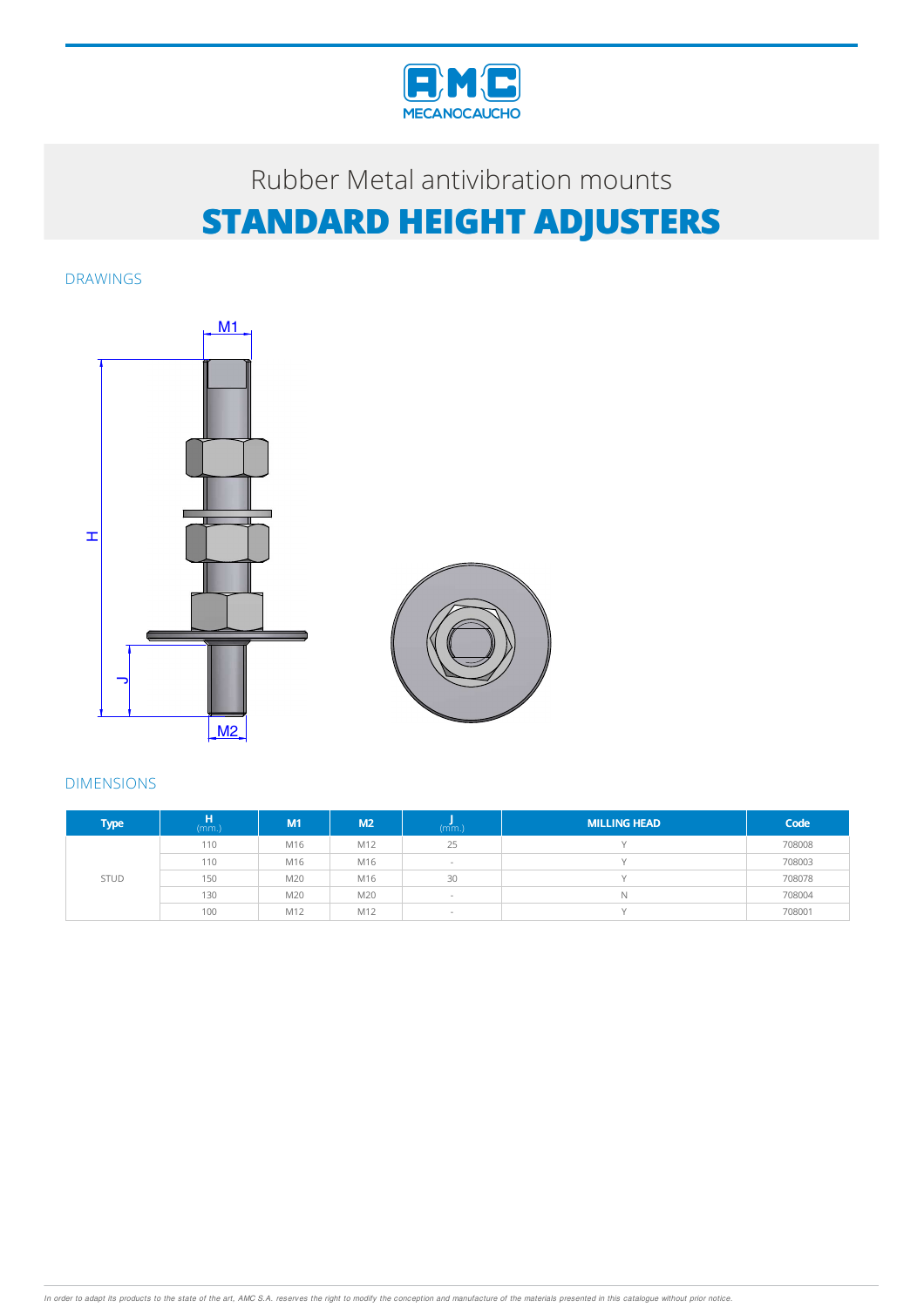Rubber Metal antivibration mounts

# STANDARD HEIGHT ADJUSTERS

## DRAWINGS

M1

H

J

M2

## DIMENSIONS

| Type | H (mm.) | M1 | M2 | J (mm.) | MILLING HEAD | Code |
|---|---|---|---|---|---|---|
| STUD | 110 | M16 | M12 | 25 | Y | 708008 |
| | 110 | M16 | M16 | - | Y | 708003 |
| | 150 | M20 | M16 | 30 | Y | 708078 |
| | 130 | M20 | M20 | - | N | 708004 |
| | 100 | M12 | M12 | - | Y | 708001 |

*In order to adapt its products to the state of the art, AMC S.A. reserves the right to modify the conception and manufacture of the materials presented in this catalogue without prior notice.*